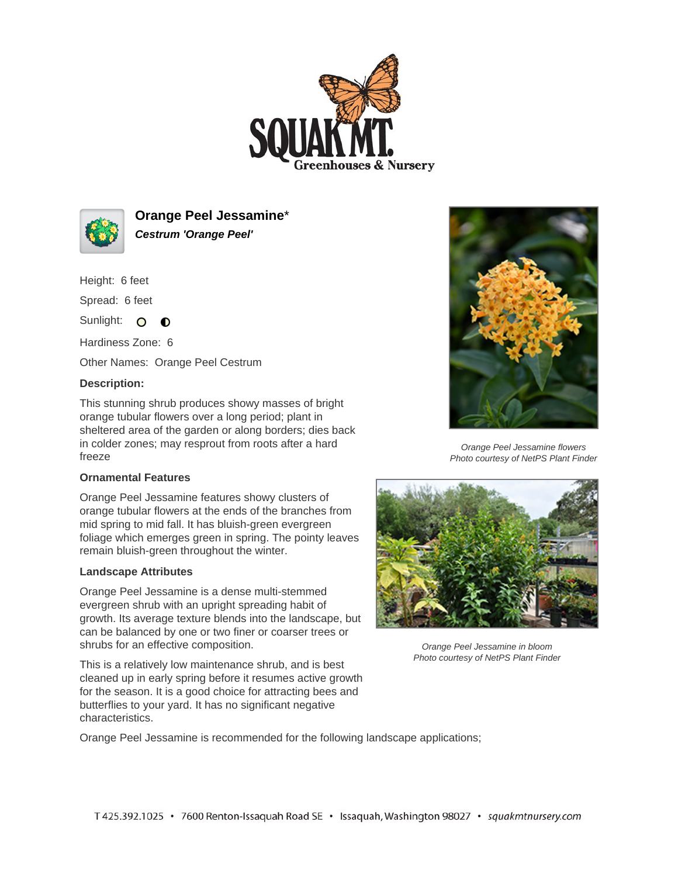# Orange Peel Jessamine*

***Cestrum 'Orange Peel'***

Height: 6 feet

Spread: 6 feet

Sunlight:

Hardiness Zone: 6

Other Names: Orange Peel Cestrum

**Description:**

This stunning shrub produces showy masses of bright orange tubular flowers over a long period; plant in sheltered area of the garden or along borders; dies back in colder zones; may resprout from roots after a hard freeze

*Orange Peel Jessamine flowers*
*Photo courtesy of NetPS Plant Finder*

### Ornamental Features

Orange Peel Jessamine features showy clusters of orange tubular flowers at the ends of the branches from mid spring to mid fall. It has bluish-green evergreen foliage which emerges green in spring. The pointy leaves remain bluish-green throughout the winter.

### Landscape Attributes

Orange Peel Jessamine is a dense multi-stemmed evergreen shrub with an upright spreading habit of growth. Its average texture blends into the landscape, but can be balanced by one or two finer or coarser trees or shrubs for an effective composition.

*Orange Peel Jessamine in bloom*
*Photo courtesy of NetPS Plant Finder*

This is a relatively low maintenance shrub, and is best cleaned up in early spring before it resumes active growth for the season. It is a good choice for attracting bees and butterflies to your yard. It has no significant negative characteristics.

Orange Peel Jessamine is recommended for the following landscape applications;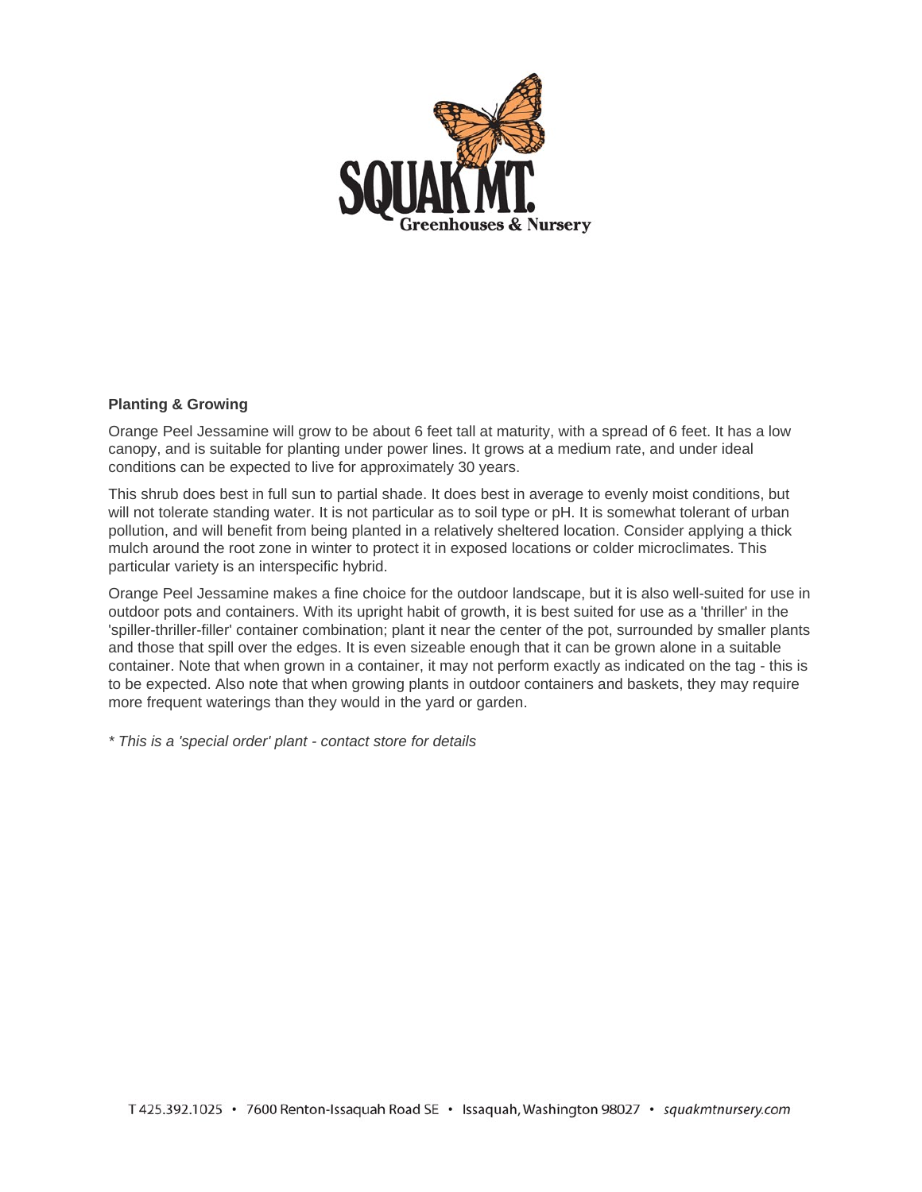**Planting & Growing**

Orange Peel Jessamine will grow to be about 6 feet tall at maturity, with a spread of 6 feet. It has a low canopy, and is suitable for planting under power lines. It grows at a medium rate, and under ideal conditions can be expected to live for approximately 30 years.

This shrub does best in full sun to partial shade. It does best in average to evenly moist conditions, but will not tolerate standing water. It is not particular as to soil type or pH. It is somewhat tolerant of urban pollution, and will benefit from being planted in a relatively sheltered location. Consider applying a thick mulch around the root zone in winter to protect it in exposed locations or colder microclimates. This particular variety is an interspecific hybrid.

Orange Peel Jessamine makes a fine choice for the outdoor landscape, but it is also well-suited for use in outdoor pots and containers. With its upright habit of growth, it is best suited for use as a 'thriller' in the 'spiller-thriller-filler' container combination; plant it near the center of the pot, surrounded by smaller plants and those that spill over the edges. It is even sizeable enough that it can be grown alone in a suitable container. Note that when grown in a container, it may not perform exactly as indicated on the tag - this is to be expected. Also note that when growing plants in outdoor containers and baskets, they may require more frequent waterings than they would in the yard or garden.

*\* This is a 'special order' plant - contact store for details*